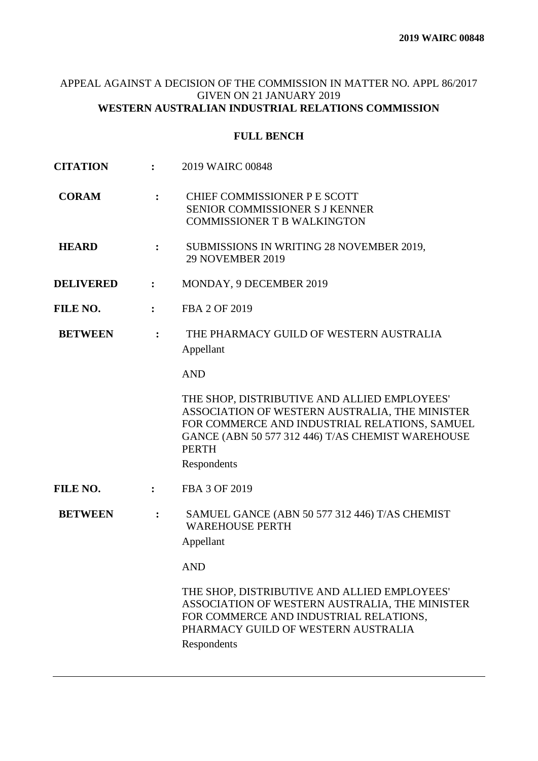**2019 WAIRC 00848**

APPEAL AGAINST A DECISION OF THE COMMISSION IN MATTER NO. APPL 86/2017 GIVEN ON 21 JANUARY 2019

**WESTERN AUSTRALIAN INDUSTRIAL RELATIONS COMMISSION**

**FULL BENCH**

| | | |
|---|---|---|
| **CITATION** | **:** | 2019 WAIRC 00848 |
| **CORAM** | **:** | CHIEF COMMISSIONER P E SCOTT<br>SENIOR COMMISSIONER S J KENNER<br>COMMISSIONER T B WALKINGTON |
| **HEARD** | **:** | SUBMISSIONS IN WRITING 28 NOVEMBER 2019, 29 NOVEMBER 2019 |
| **DELIVERED** | **:** | MONDAY, 9 DECEMBER 2019 |
| **FILE NO.** | **:** | FBA 2 OF 2019 |
| **BETWEEN** | **:** | THE PHARMACY GUILD OF WESTERN AUSTRALIA<br>Appellant<br><br>AND<br><br>THE SHOP, DISTRIBUTIVE AND ALLIED EMPLOYEES' ASSOCIATION OF WESTERN AUSTRALIA, THE MINISTER FOR COMMERCE AND INDUSTRIAL RELATIONS, SAMUEL GANCE (ABN 50 577 312 446) T/AS CHEMIST WAREHOUSE PERTH<br>Respondents |
| **FILE NO.** | **:** | FBA 3 OF 2019 |
| **BETWEEN** | **:** | SAMUEL GANCE (ABN 50 577 312 446) T/AS CHEMIST WAREHOUSE PERTH<br>Appellant<br><br>AND<br><br>THE SHOP, DISTRIBUTIVE AND ALLIED EMPLOYEES' ASSOCIATION OF WESTERN AUSTRALIA, THE MINISTER FOR COMMERCE AND INDUSTRIAL RELATIONS, PHARMACY GUILD OF WESTERN AUSTRALIA<br>Respondents |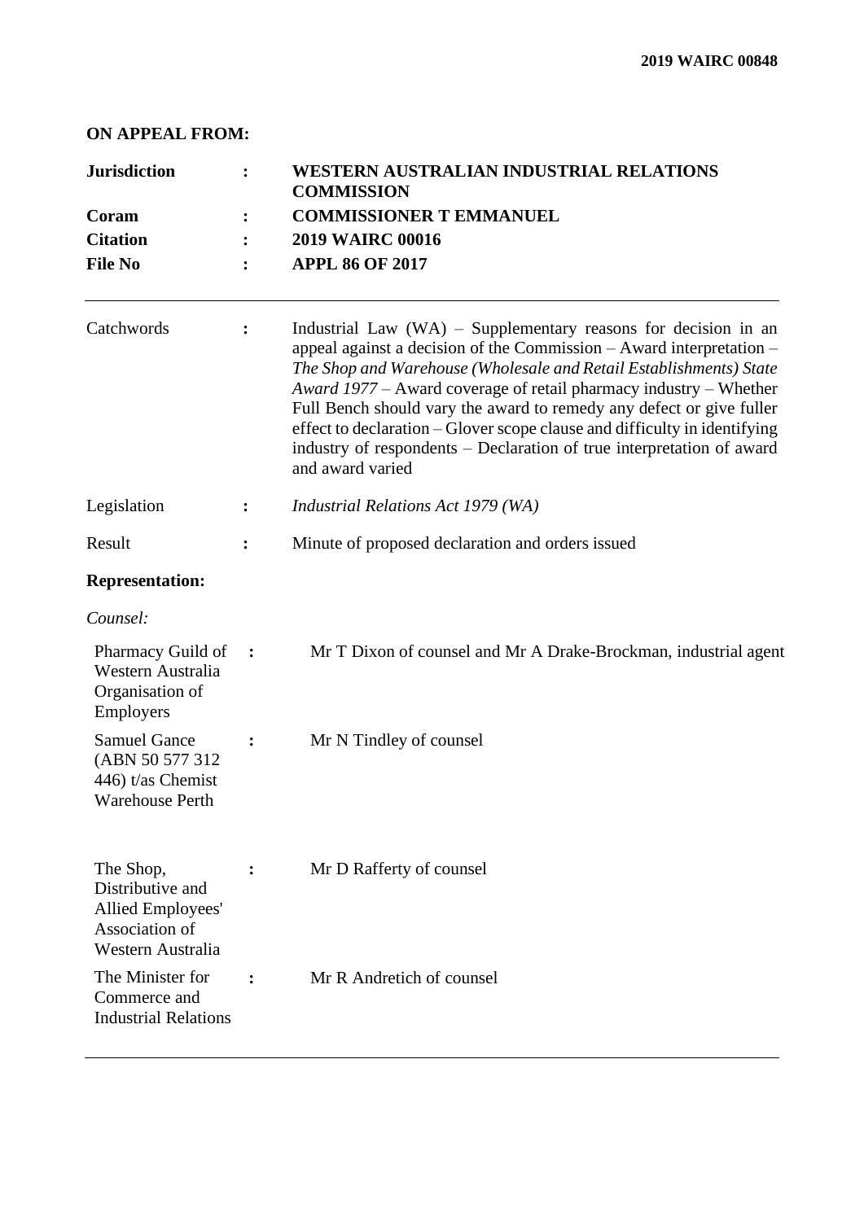**ON APPEAL FROM:**

| | | |
|---|---|---|
| **Jurisdiction** | **:** | **WESTERN AUSTRALIAN INDUSTRIAL RELATIONS COMMISSION** |
| **Coram** | **:** | **COMMISSIONER T EMMANUEL** |
| **Citation** | **:** | **2019 WAIRC 00016** |
| **File No** | **:** | **APPL 86 OF 2017** |

---

| | | |
|---|---|---|
| Catchwords | **:** | Industrial Law (WA) – Supplementary reasons for decision in an appeal against a decision of the Commission – Award interpretation – *The Shop and Warehouse (Wholesale and Retail Establishments) State Award 1977* – Award coverage of retail pharmacy industry – Whether Full Bench should vary the award to remedy any defect or give fuller effect to declaration – Glover scope clause and difficulty in identifying industry of respondents – Declaration of true interpretation of award and award varied |
| Legislation | **:** | *Industrial Relations Act 1979 (WA)* |
| Result | **:** | Minute of proposed declaration and orders issued |

**Representation:**

*Counsel:*

| | | |
|---|---|---|
| Pharmacy Guild of Western Australia Organisation of Employers | **:** | Mr T Dixon of counsel and Mr A Drake-Brockman, industrial agent |
| Samuel Gance (ABN 50 577 312 446) t/as Chemist Warehouse Perth | **:** | Mr N Tindley of counsel |
| The Shop, Distributive and Allied Employees' Association of Western Australia | **:** | Mr D Rafferty of counsel |
| The Minister for Commerce and Industrial Relations | **:** | Mr R Andretich of counsel |

---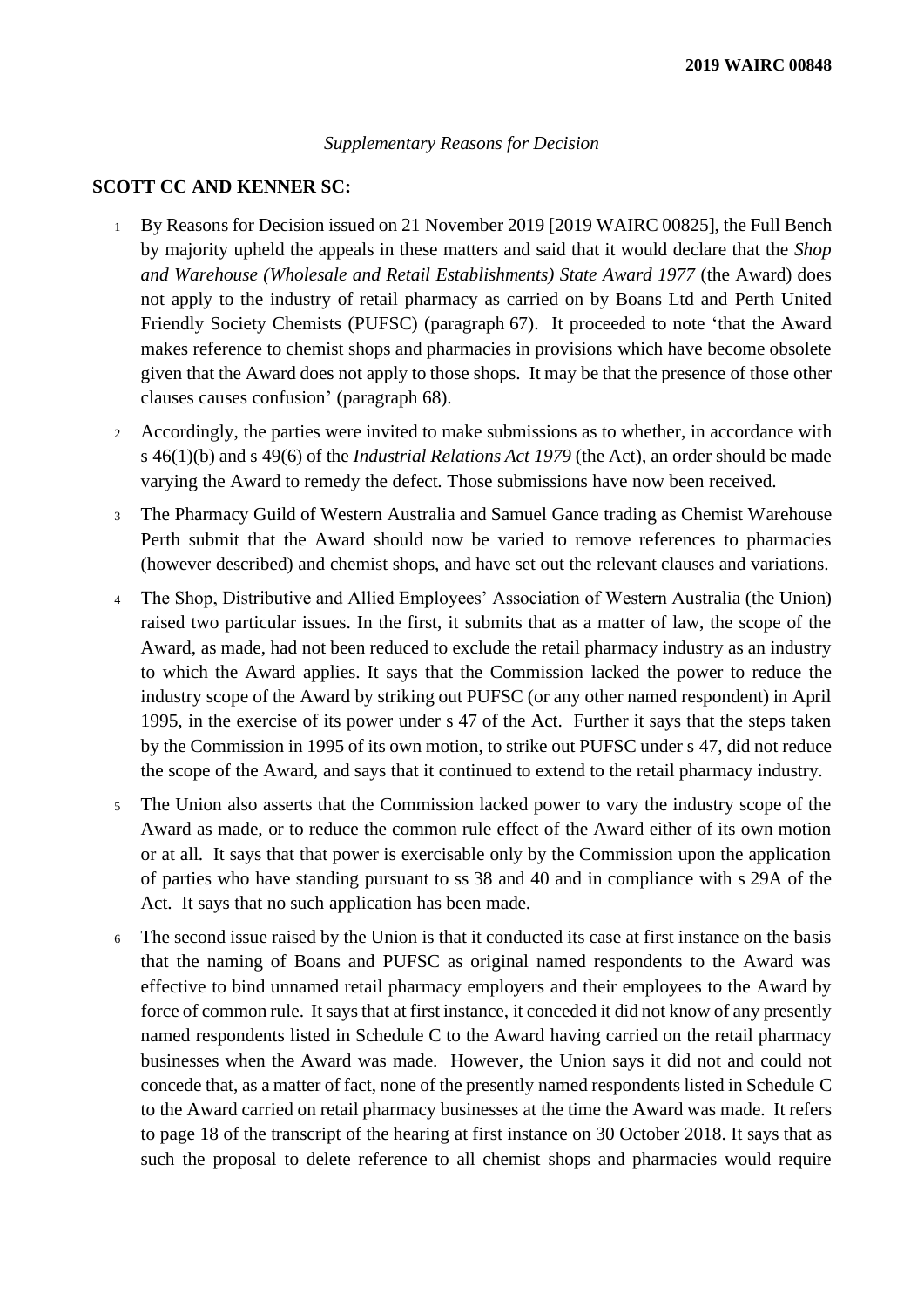*Supplementary Reasons for Decision*

**SCOTT CC AND KENNER SC:**

1 By Reasons for Decision issued on 21 November 2019 [2019 WAIRC 00825], the Full Bench by majority upheld the appeals in these matters and said that it would declare that the *Shop and Warehouse (Wholesale and Retail Establishments) State Award 1977* (the Award) does not apply to the industry of retail pharmacy as carried on by Boans Ltd and Perth United Friendly Society Chemists (PUFSC) (paragraph 67). It proceeded to note 'that the Award makes reference to chemist shops and pharmacies in provisions which have become obsolete given that the Award does not apply to those shops. It may be that the presence of those other clauses causes confusion' (paragraph 68).

2 Accordingly, the parties were invited to make submissions as to whether, in accordance with s 46(1)(b) and s 49(6) of the *Industrial Relations Act 1979* (the Act), an order should be made varying the Award to remedy the defect. Those submissions have now been received.

3 The Pharmacy Guild of Western Australia and Samuel Gance trading as Chemist Warehouse Perth submit that the Award should now be varied to remove references to pharmacies (however described) and chemist shops, and have set out the relevant clauses and variations.

4 The Shop, Distributive and Allied Employees' Association of Western Australia (the Union) raised two particular issues. In the first, it submits that as a matter of law, the scope of the Award, as made, had not been reduced to exclude the retail pharmacy industry as an industry to which the Award applies. It says that the Commission lacked the power to reduce the industry scope of the Award by striking out PUFSC (or any other named respondent) in April 1995, in the exercise of its power under s 47 of the Act. Further it says that the steps taken by the Commission in 1995 of its own motion, to strike out PUFSC under s 47, did not reduce the scope of the Award, and says that it continued to extend to the retail pharmacy industry.

5 The Union also asserts that the Commission lacked power to vary the industry scope of the Award as made, or to reduce the common rule effect of the Award either of its own motion or at all. It says that that power is exercisable only by the Commission upon the application of parties who have standing pursuant to ss 38 and 40 and in compliance with s 29A of the Act. It says that no such application has been made.

6 The second issue raised by the Union is that it conducted its case at first instance on the basis that the naming of Boans and PUFSC as original named respondents to the Award was effective to bind unnamed retail pharmacy employers and their employees to the Award by force of common rule. It says that at first instance, it conceded it did not know of any presently named respondents listed in Schedule C to the Award having carried on the retail pharmacy businesses when the Award was made. However, the Union says it did not and could not concede that, as a matter of fact, none of the presently named respondents listed in Schedule C to the Award carried on retail pharmacy businesses at the time the Award was made. It refers to page 18 of the transcript of the hearing at first instance on 30 October 2018. It says that as such the proposal to delete reference to all chemist shops and pharmacies would require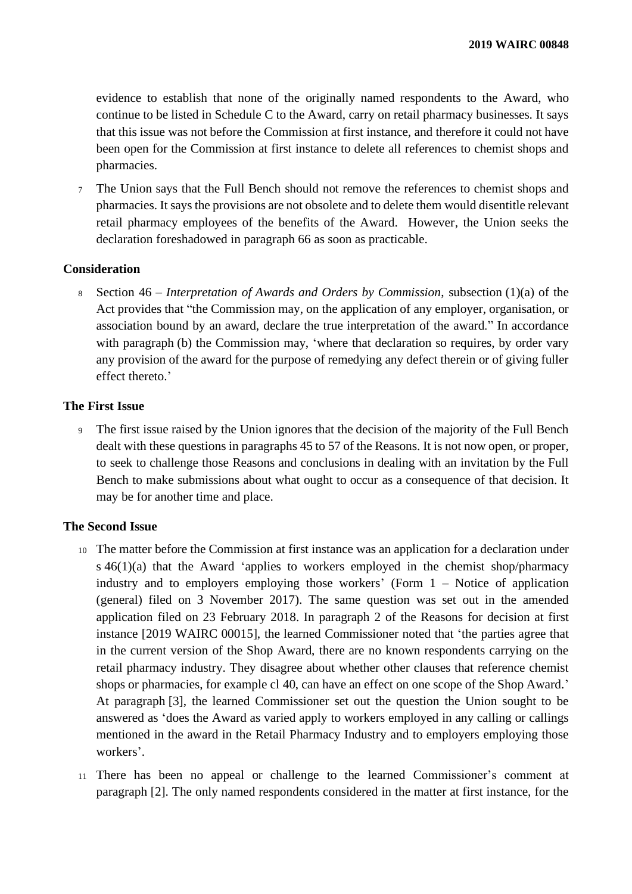evidence to establish that none of the originally named respondents to the Award, who continue to be listed in Schedule C to the Award, carry on retail pharmacy businesses. It says that this issue was not before the Commission at first instance, and therefore it could not have been open for the Commission at first instance to delete all references to chemist shops and pharmacies.

7 The Union says that the Full Bench should not remove the references to chemist shops and pharmacies. It says the provisions are not obsolete and to delete them would disentitle relevant retail pharmacy employees of the benefits of the Award. However, the Union seeks the declaration foreshadowed in paragraph 66 as soon as practicable.

## Consideration

8 Section 46 – *Interpretation of Awards and Orders by Commission*, subsection (1)(a) of the Act provides that "the Commission may, on the application of any employer, organisation, or association bound by an award, declare the true interpretation of the award." In accordance with paragraph (b) the Commission may, 'where that declaration so requires, by order vary any provision of the award for the purpose of remedying any defect therein or of giving fuller effect thereto.'

## The First Issue

9 The first issue raised by the Union ignores that the decision of the majority of the Full Bench dealt with these questions in paragraphs 45 to 57 of the Reasons. It is not now open, or proper, to seek to challenge those Reasons and conclusions in dealing with an invitation by the Full Bench to make submissions about what ought to occur as a consequence of that decision. It may be for another time and place.

## The Second Issue

10 The matter before the Commission at first instance was an application for a declaration under s 46(1)(a) that the Award 'applies to workers employed in the chemist shop/pharmacy industry and to employers employing those workers' (Form 1 – Notice of application (general) filed on 3 November 2017). The same question was set out in the amended application filed on 23 February 2018. In paragraph 2 of the Reasons for decision at first instance [2019 WAIRC 00015], the learned Commissioner noted that 'the parties agree that in the current version of the Shop Award, there are no known respondents carrying on the retail pharmacy industry. They disagree about whether other clauses that reference chemist shops or pharmacies, for example cl 40, can have an effect on one scope of the Shop Award.' At paragraph [3], the learned Commissioner set out the question the Union sought to be answered as 'does the Award as varied apply to workers employed in any calling or callings mentioned in the award in the Retail Pharmacy Industry and to employers employing those workers'.

11 There has been no appeal or challenge to the learned Commissioner's comment at paragraph [2]. The only named respondents considered in the matter at first instance, for the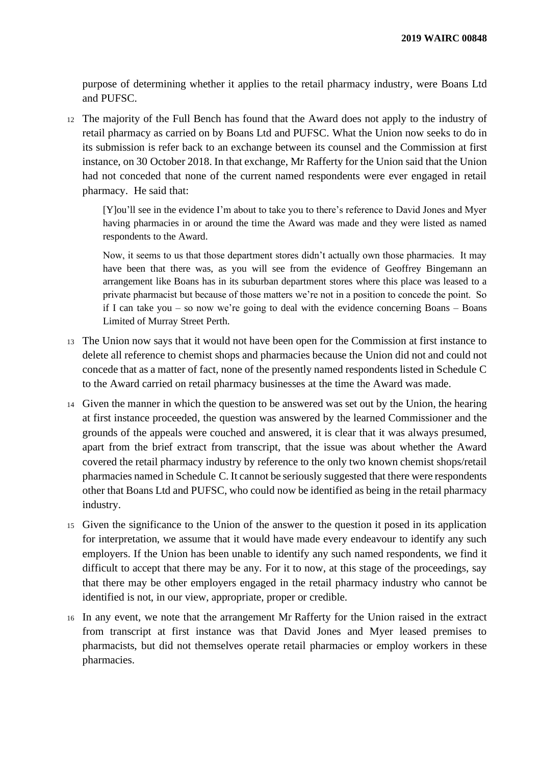purpose of determining whether it applies to the retail pharmacy industry, were Boans Ltd and PUFSC.

12 The majority of the Full Bench has found that the Award does not apply to the industry of retail pharmacy as carried on by Boans Ltd and PUFSC. What the Union now seeks to do in its submission is refer back to an exchange between its counsel and the Commission at first instance, on 30 October 2018. In that exchange, Mr Rafferty for the Union said that the Union had not conceded that none of the current named respondents were ever engaged in retail pharmacy. He said that:

> [Y]ou'll see in the evidence I'm about to take you to there's reference to David Jones and Myer having pharmacies in or around the time the Award was made and they were listed as named respondents to the Award.
>
> Now, it seems to us that those department stores didn't actually own those pharmacies. It may have been that there was, as you will see from the evidence of Geoffrey Bingemann an arrangement like Boans has in its suburban department stores where this place was leased to a private pharmacist but because of those matters we're not in a position to concede the point. So if I can take you – so now we're going to deal with the evidence concerning Boans – Boans Limited of Murray Street Perth.

13 The Union now says that it would not have been open for the Commission at first instance to delete all reference to chemist shops and pharmacies because the Union did not and could not concede that as a matter of fact, none of the presently named respondents listed in Schedule C to the Award carried on retail pharmacy businesses at the time the Award was made.

14 Given the manner in which the question to be answered was set out by the Union, the hearing at first instance proceeded, the question was answered by the learned Commissioner and the grounds of the appeals were couched and answered, it is clear that it was always presumed, apart from the brief extract from transcript, that the issue was about whether the Award covered the retail pharmacy industry by reference to the only two known chemist shops/retail pharmacies named in Schedule C. It cannot be seriously suggested that there were respondents other that Boans Ltd and PUFSC, who could now be identified as being in the retail pharmacy industry.

15 Given the significance to the Union of the answer to the question it posed in its application for interpretation, we assume that it would have made every endeavour to identify any such employers. If the Union has been unable to identify any such named respondents, we find it difficult to accept that there may be any. For it to now, at this stage of the proceedings, say that there may be other employers engaged in the retail pharmacy industry who cannot be identified is not, in our view, appropriate, proper or credible.

16 In any event, we note that the arrangement Mr Rafferty for the Union raised in the extract from transcript at first instance was that David Jones and Myer leased premises to pharmacists, but did not themselves operate retail pharmacies or employ workers in these pharmacies.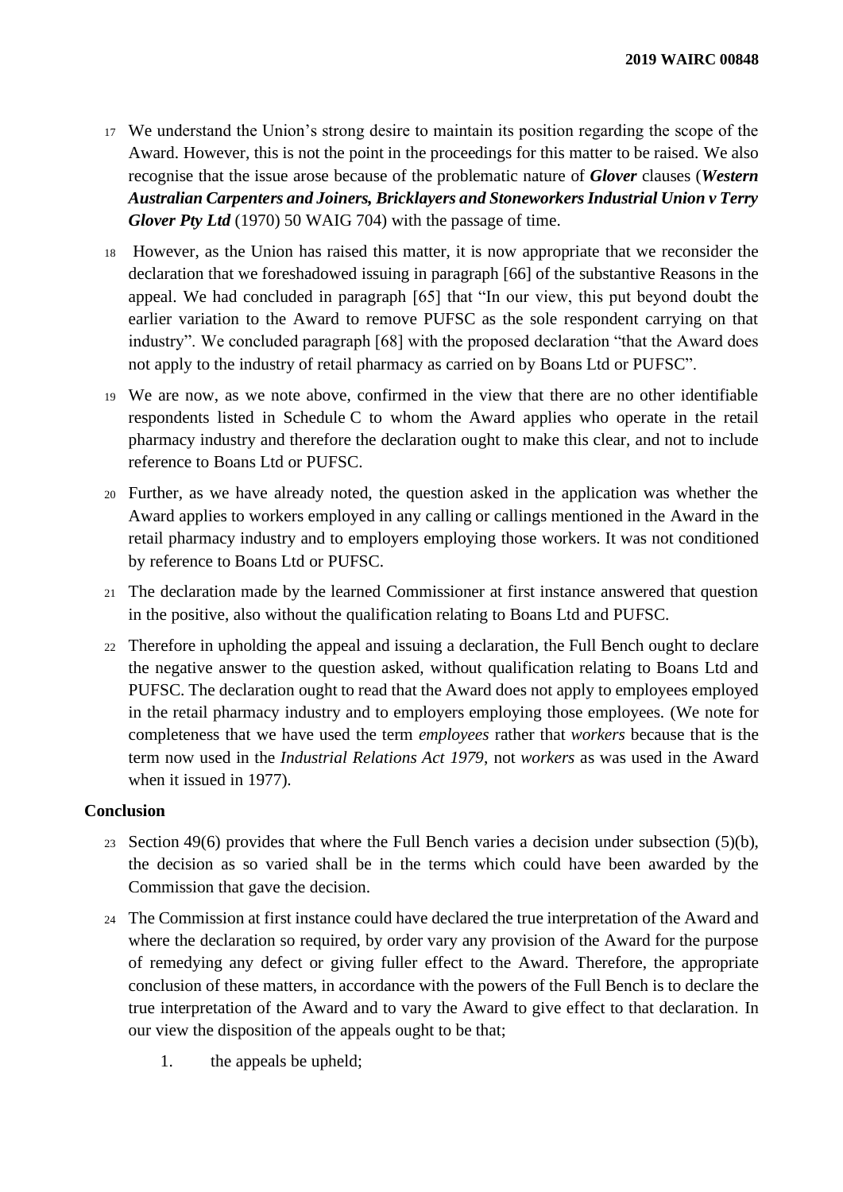17 We understand the Union's strong desire to maintain its position regarding the scope of the Award. However, this is not the point in the proceedings for this matter to be raised. We also recognise that the issue arose because of the problematic nature of ***Glover*** clauses (***Western Australian Carpenters and Joiners, Bricklayers and Stoneworkers Industrial Union v Terry Glover Pty Ltd*** (1970) 50 WAIG 704) with the passage of time.

18 However, as the Union has raised this matter, it is now appropriate that we reconsider the declaration that we foreshadowed issuing in paragraph [66] of the substantive Reasons in the appeal. We had concluded in paragraph [65] that "In our view, this put beyond doubt the earlier variation to the Award to remove PUFSC as the sole respondent carrying on that industry". We concluded paragraph [68] with the proposed declaration "that the Award does not apply to the industry of retail pharmacy as carried on by Boans Ltd or PUFSC".

19 We are now, as we note above, confirmed in the view that there are no other identifiable respondents listed in Schedule C to whom the Award applies who operate in the retail pharmacy industry and therefore the declaration ought to make this clear, and not to include reference to Boans Ltd or PUFSC.

20 Further, as we have already noted, the question asked in the application was whether the Award applies to workers employed in any calling or callings mentioned in the Award in the retail pharmacy industry and to employers employing those workers. It was not conditioned by reference to Boans Ltd or PUFSC.

21 The declaration made by the learned Commissioner at first instance answered that question in the positive, also without the qualification relating to Boans Ltd and PUFSC.

22 Therefore in upholding the appeal and issuing a declaration, the Full Bench ought to declare the negative answer to the question asked, without qualification relating to Boans Ltd and PUFSC. The declaration ought to read that the Award does not apply to employees employed in the retail pharmacy industry and to employers employing those employees. (We note for completeness that we have used the term *employees* rather that *workers* because that is the term now used in the *Industrial Relations Act 1979*, not *workers* as was used in the Award when it issued in 1977).

## Conclusion

23 Section 49(6) provides that where the Full Bench varies a decision under subsection (5)(b), the decision as so varied shall be in the terms which could have been awarded by the Commission that gave the decision.

24 The Commission at first instance could have declared the true interpretation of the Award and where the declaration so required, by order vary any provision of the Award for the purpose of remedying any defect or giving fuller effect to the Award. Therefore, the appropriate conclusion of these matters, in accordance with the powers of the Full Bench is to declare the true interpretation of the Award and to vary the Award to give effect to that declaration. In our view the disposition of the appeals ought to be that;

1. the appeals be upheld;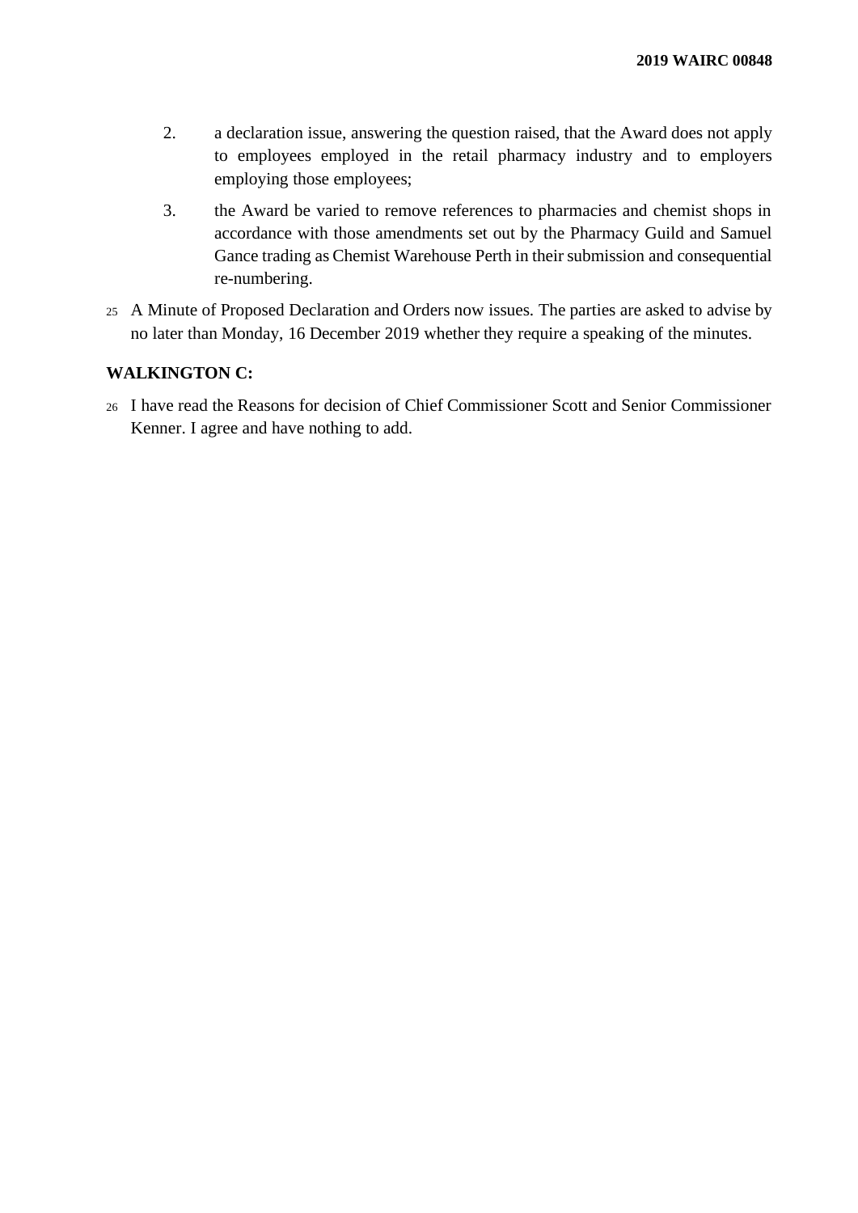2. a declaration issue, answering the question raised, that the Award does not apply to employees employed in the retail pharmacy industry and to employers employing those employees;

3. the Award be varied to remove references to pharmacies and chemist shops in accordance with those amendments set out by the Pharmacy Guild and Samuel Gance trading as Chemist Warehouse Perth in their submission and consequential re-numbering.

25 A Minute of Proposed Declaration and Orders now issues. The parties are asked to advise by no later than Monday, 16 December 2019 whether they require a speaking of the minutes.

**WALKINGTON C:**

26 I have read the Reasons for decision of Chief Commissioner Scott and Senior Commissioner Kenner. I agree and have nothing to add.